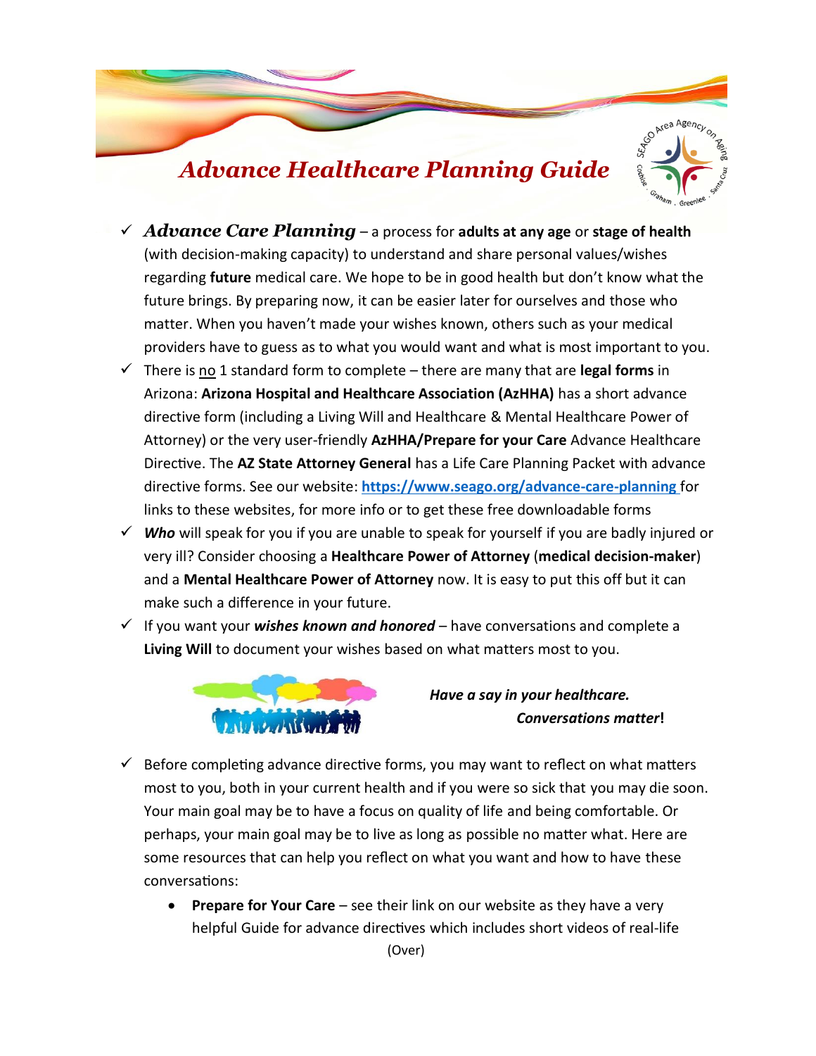# *Advance Healthcare Planning Guide*

- ✓ ***Advance Care Planning*** – a process for **adults at any age** or **stage of health** (with decision-making capacity) to understand and share personal values/wishes regarding **future** medical care. We hope to be in good health but don't know what the future brings. By preparing now, it can be easier later for ourselves and those who matter. When you haven't made your wishes known, others such as your medical providers have to guess as to what you would want and what is most important to you.
- ✓ There is no 1 standard form to complete – there are many that are **legal forms** in Arizona: **Arizona Hospital and Healthcare Association (AzHHA)** has a short advance directive form (including a Living Will and Healthcare & Mental Healthcare Power of Attorney) or the very user-friendly **AzHHA/Prepare for your Care** Advance Healthcare Directive. The **AZ State Attorney General** has a Life Care Planning Packet with advance directive forms. See our website: **https://www.seago.org/advance-care-planning** for links to these websites, for more info or to get these free downloadable forms
- ✓ ***Who*** will speak for you if you are unable to speak for yourself if you are badly injured or very ill? Consider choosing a **Healthcare Power of Attorney** (**medical decision-maker**) and a **Mental Healthcare Power of Attorney** now. It is easy to put this off but it can make such a difference in your future.
- ✓ If you want your ***wishes known and honored*** – have conversations and complete a **Living Will** to document your wishes based on what matters most to you.

***Have a say in your healthcare.***
***Conversations matter!***

- ✓ Before completing advance directive forms, you may want to reflect on what matters most to you, both in your current health and if you were so sick that you may die soon. Your main goal may be to have a focus on quality of life and being comfortable. Or perhaps, your main goal may be to live as long as possible no matter what. Here are some resources that can help you reflect on what you want and how to have these conversations:
  - **Prepare for Your Care** – see their link on our website as they have a very helpful Guide for advance directives which includes short videos of real-life

(Over)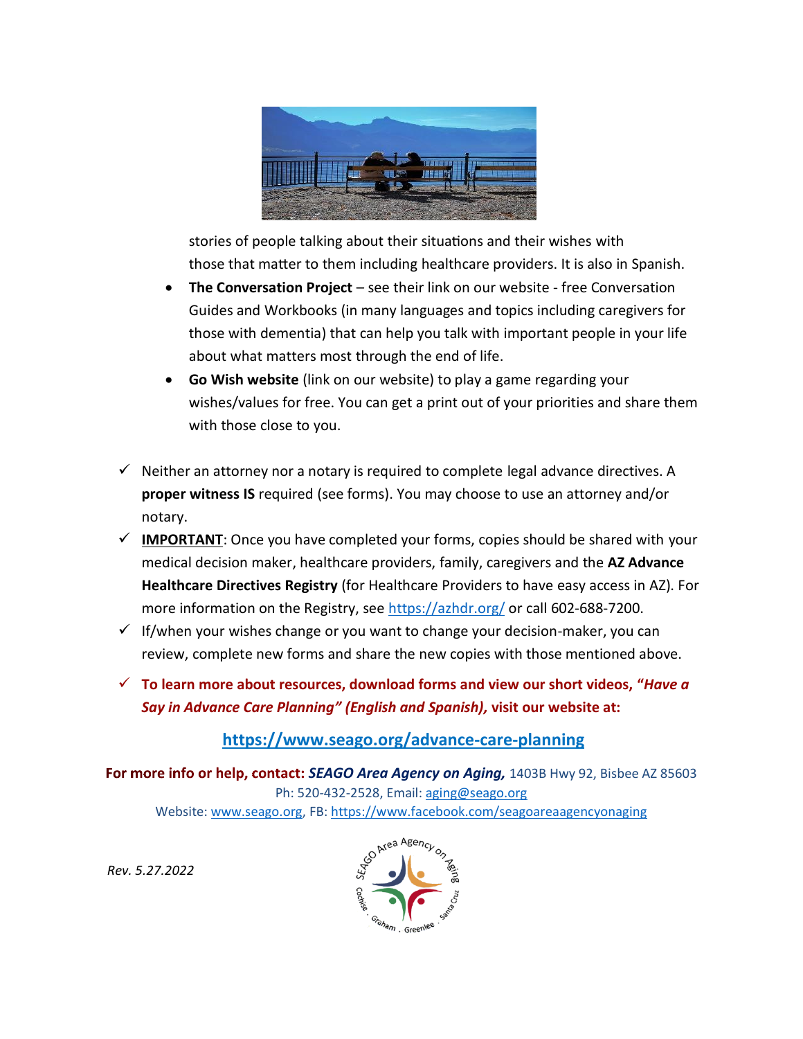stories of people talking about their situations and their wishes with those that matter to them including healthcare providers. It is also in Spanish.

- **The Conversation Project** – see their link on our website - free Conversation Guides and Workbooks (in many languages and topics including caregivers for those with dementia) that can help you talk with important people in your life about what matters most through the end of life.
- **Go Wish website** (link on our website) to play a game regarding your wishes/values for free. You can get a print out of your priorities and share them with those close to you.

✓ Neither an attorney nor a notary is required to complete legal advance directives. A **proper witness IS** required (see forms). You may choose to use an attorney and/or notary.

✓ **IMPORTANT**: Once you have completed your forms, copies should be shared with your medical decision maker, healthcare providers, family, caregivers and the **AZ Advance Healthcare Directives Registry** (for Healthcare Providers to have easy access in AZ). For more information on the Registry, see https://azhdr.org/ or call 602-688-7200.

✓ If/when your wishes change or you want to change your decision-maker, you can review, complete new forms and share the new copies with those mentioned above.

✓ **To learn more about resources, download forms and view our short videos, "*Have a Say in Advance Care Planning" (English and Spanish),* visit our website at:**

**https://www.seago.org/advance-care-planning**

**For more info or help, contact: *SEAGO Area Agency on Aging,*** 1403B Hwy 92, Bisbee AZ 85603
Ph: 520-432-2528, Email: aging@seago.org
Website: www.seago.org, FB: https://www.facebook.com/seagoareaagencyonaging

*Rev. 5.27.2022*

SEAGO Area Agency on Aging
Cochise · Graham · Greenlee · Santa Cruz